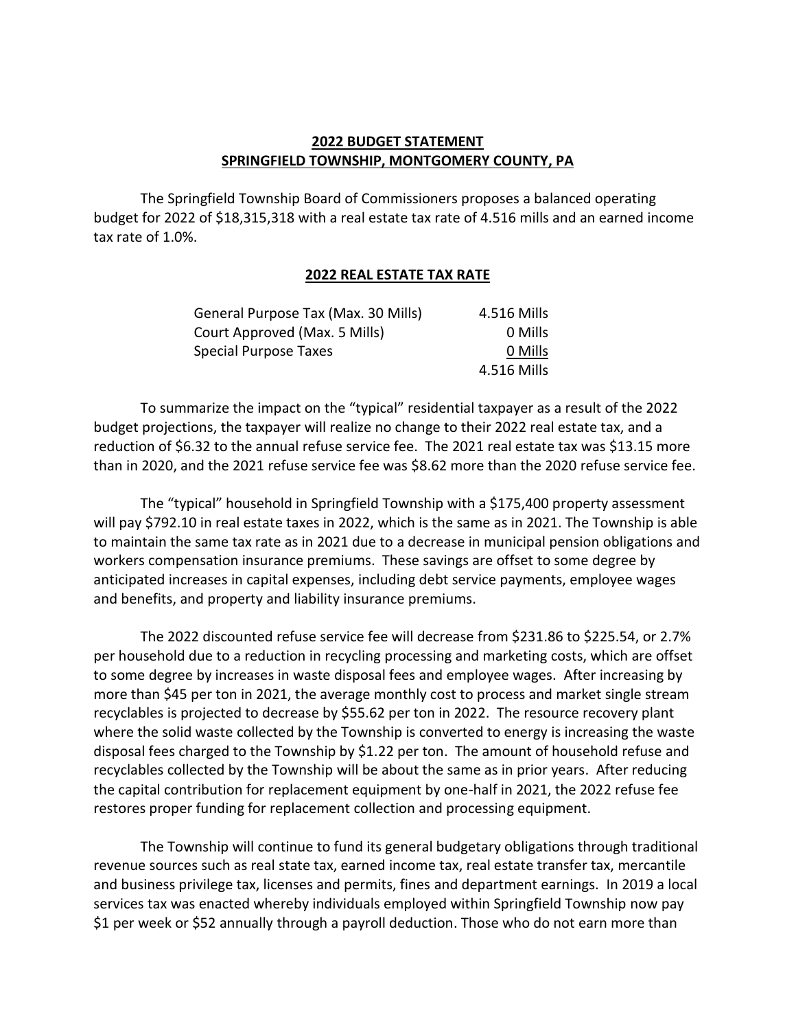## 2022 BUDGET STATEMENT
## SPRINGFIELD TOWNSHIP, MONTGOMERY COUNTY, PA

The Springfield Township Board of Commissioners proposes a balanced operating budget for 2022 of $18,315,318 with a real estate tax rate of 4.516 mills and an earned income tax rate of 1.0%.

### 2022 REAL ESTATE TAX RATE

| | |
|---|---|
| General Purpose Tax (Max. 30 Mills) | 4.516 Mills |
| Court Approved (Max. 5 Mills) | 0 Mills |
| Special Purpose Taxes | 0 Mills |
| | 4.516 Mills |

To summarize the impact on the "typical" residential taxpayer as a result of the 2022 budget projections, the taxpayer will realize no change to their 2022 real estate tax, and a reduction of $6.32 to the annual refuse service fee. The 2021 real estate tax was $13.15 more than in 2020, and the 2021 refuse service fee was $8.62 more than the 2020 refuse service fee.

The "typical" household in Springfield Township with a $175,400 property assessment will pay $792.10 in real estate taxes in 2022, which is the same as in 2021. The Township is able to maintain the same tax rate as in 2021 due to a decrease in municipal pension obligations and workers compensation insurance premiums. These savings are offset to some degree by anticipated increases in capital expenses, including debt service payments, employee wages and benefits, and property and liability insurance premiums.

The 2022 discounted refuse service fee will decrease from $231.86 to $225.54, or 2.7% per household due to a reduction in recycling processing and marketing costs, which are offset to some degree by increases in waste disposal fees and employee wages. After increasing by more than $45 per ton in 2021, the average monthly cost to process and market single stream recyclables is projected to decrease by $55.62 per ton in 2022. The resource recovery plant where the solid waste collected by the Township is converted to energy is increasing the waste disposal fees charged to the Township by $1.22 per ton. The amount of household refuse and recyclables collected by the Township will be about the same as in prior years. After reducing the capital contribution for replacement equipment by one-half in 2021, the 2022 refuse fee restores proper funding for replacement collection and processing equipment.

The Township will continue to fund its general budgetary obligations through traditional revenue sources such as real state tax, earned income tax, real estate transfer tax, mercantile and business privilege tax, licenses and permits, fines and department earnings. In 2019 a local services tax was enacted whereby individuals employed within Springfield Township now pay $1 per week or $52 annually through a payroll deduction. Those who do not earn more than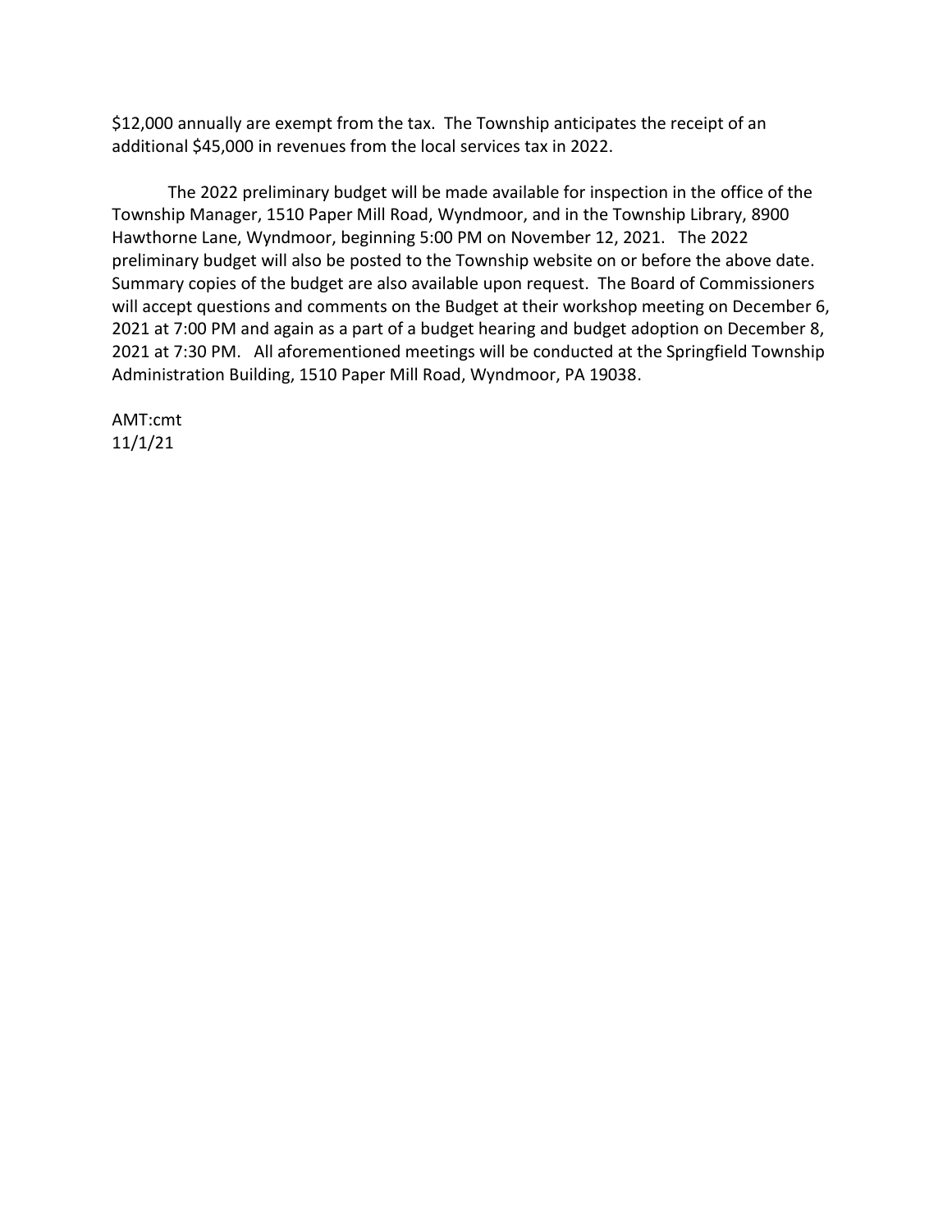$12,000 annually are exempt from the tax. The Township anticipates the receipt of an additional $45,000 in revenues from the local services tax in 2022.

The 2022 preliminary budget will be made available for inspection in the office of the Township Manager, 1510 Paper Mill Road, Wyndmoor, and in the Township Library, 8900 Hawthorne Lane, Wyndmoor, beginning 5:00 PM on November 12, 2021. The 2022 preliminary budget will also be posted to the Township website on or before the above date. Summary copies of the budget are also available upon request. The Board of Commissioners will accept questions and comments on the Budget at their workshop meeting on December 6, 2021 at 7:00 PM and again as a part of a budget hearing and budget adoption on December 8, 2021 at 7:30 PM. All aforementioned meetings will be conducted at the Springfield Township Administration Building, 1510 Paper Mill Road, Wyndmoor, PA 19038.

AMT:cmt
11/1/21